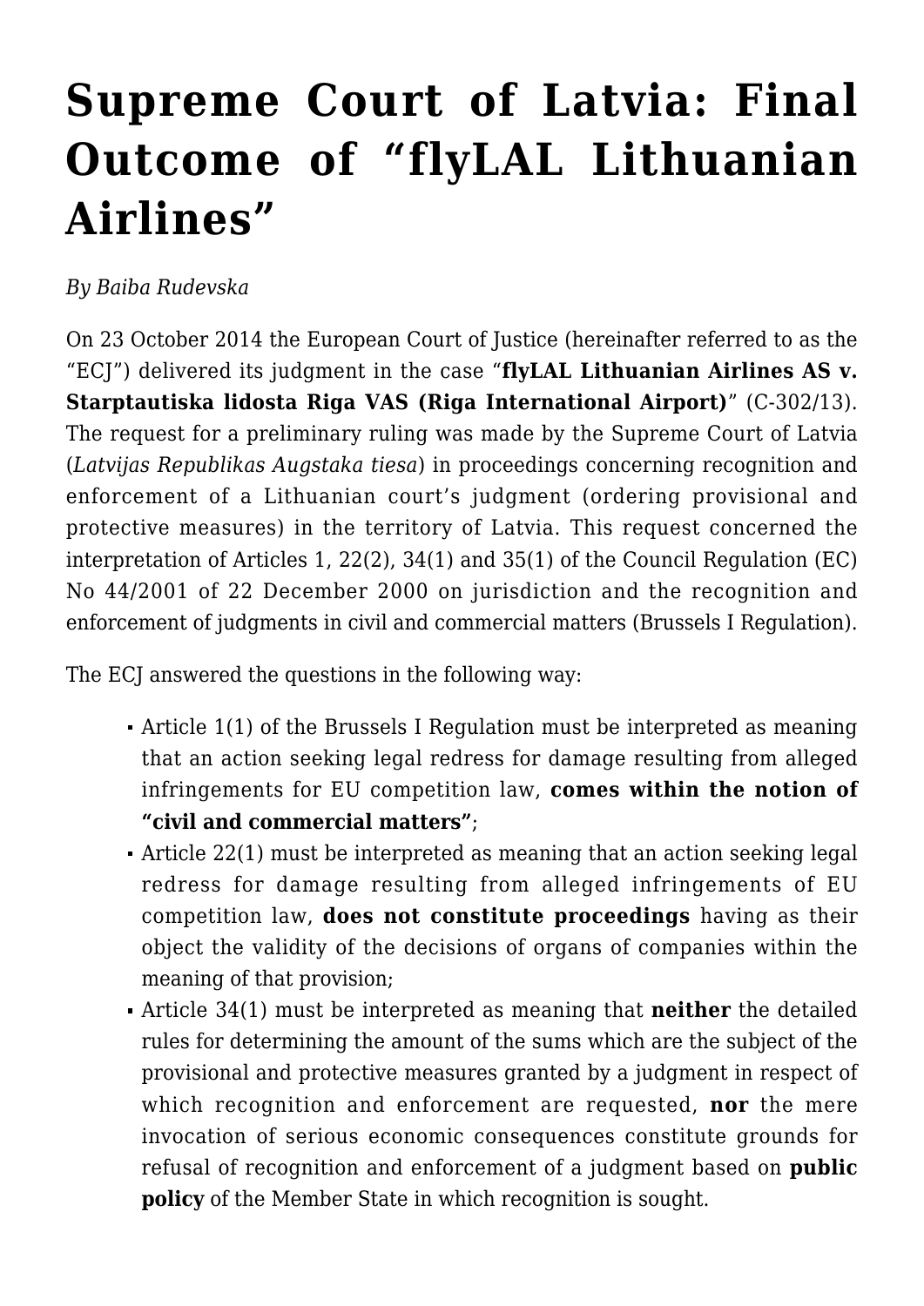# Supreme Court of Latvia: Final Outcome of "flyLAL Lithuanian Airlines"

*By Baiba Rudevska*

On 23 October 2014 the European Court of Justice (hereinafter referred to as the "ECJ") delivered its judgment in the case "**flyLAL Lithuanian Airlines AS v. Starptautiska lidosta Riga VAS (Riga International Airport)**" (C-302/13). The request for a preliminary ruling was made by the Supreme Court of Latvia (*Latvijas Republikas Augstaka tiesa*) in proceedings concerning recognition and enforcement of a Lithuanian court's judgment (ordering provisional and protective measures) in the territory of Latvia. This request concerned the interpretation of Articles 1, 22(2), 34(1) and 35(1) of the Council Regulation (EC) No 44/2001 of 22 December 2000 on jurisdiction and the recognition and enforcement of judgments in civil and commercial matters (Brussels I Regulation).

The ECJ answered the questions in the following way:

- Article 1(1) of the Brussels I Regulation must be interpreted as meaning that an action seeking legal redress for damage resulting from alleged infringements for EU competition law, **comes within the notion of "civil and commercial matters"**;
- Article 22(1) must be interpreted as meaning that an action seeking legal redress for damage resulting from alleged infringements of EU competition law, **does not constitute proceedings** having as their object the validity of the decisions of organs of companies within the meaning of that provision;
- Article 34(1) must be interpreted as meaning that **neither** the detailed rules for determining the amount of the sums which are the subject of the provisional and protective measures granted by a judgment in respect of which recognition and enforcement are requested, **nor** the mere invocation of serious economic consequences constitute grounds for refusal of recognition and enforcement of a judgment based on **public policy** of the Member State in which recognition is sought.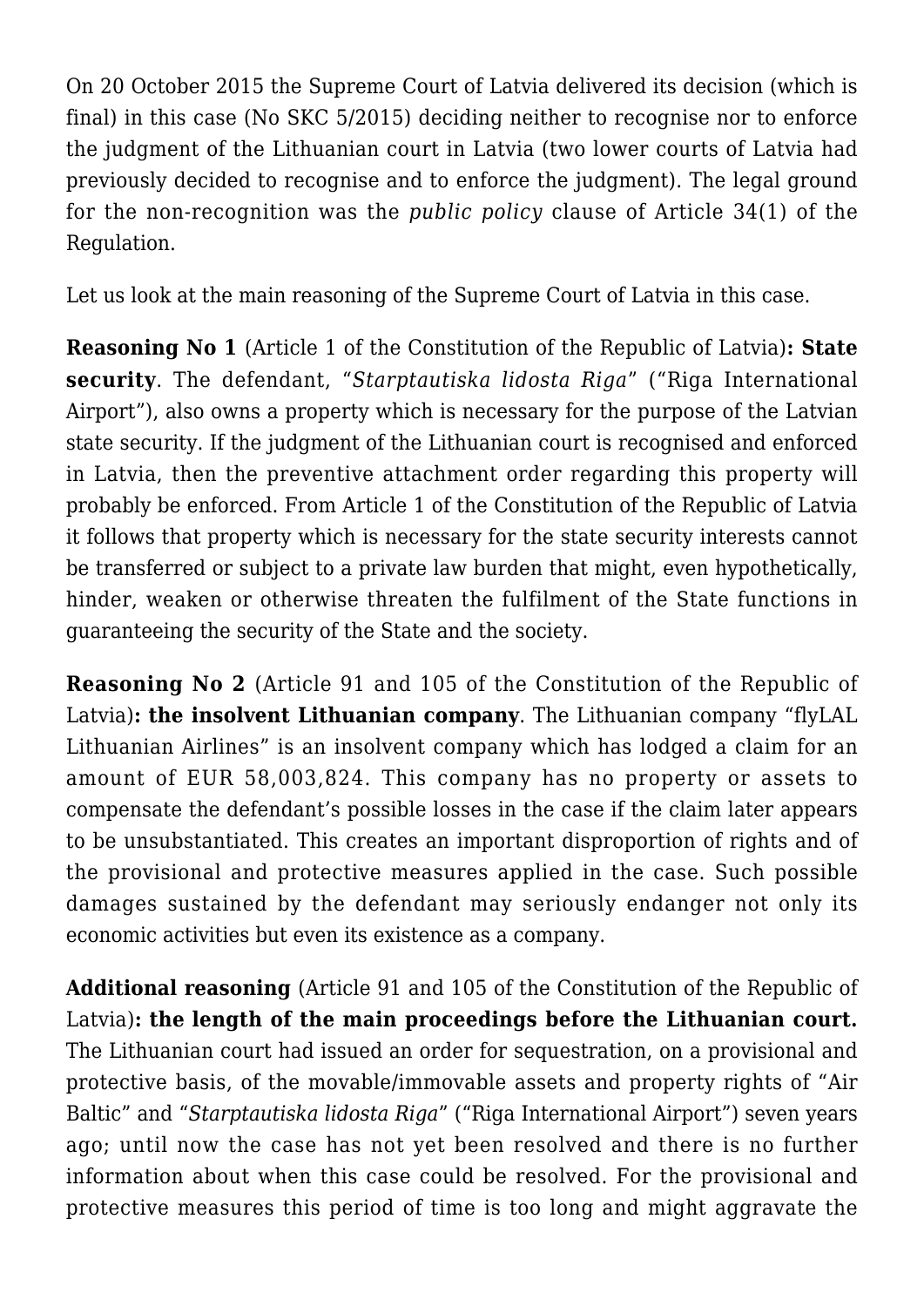On 20 October 2015 the Supreme Court of Latvia delivered its decision (which is final) in this case (No SKC 5/2015) deciding neither to recognise nor to enforce the judgment of the Lithuanian court in Latvia (two lower courts of Latvia had previously decided to recognise and to enforce the judgment). The legal ground for the non-recognition was the *public policy* clause of Article 34(1) of the Regulation.

Let us look at the main reasoning of the Supreme Court of Latvia in this case.

**Reasoning No 1** (Article 1 of the Constitution of the Republic of Latvia)**: State security**. The defendant, "*Starptautiska lidosta Riga*" ("Riga International Airport"), also owns a property which is necessary for the purpose of the Latvian state security. If the judgment of the Lithuanian court is recognised and enforced in Latvia, then the preventive attachment order regarding this property will probably be enforced. From Article 1 of the Constitution of the Republic of Latvia it follows that property which is necessary for the state security interests cannot be transferred or subject to a private law burden that might, even hypothetically, hinder, weaken or otherwise threaten the fulfilment of the State functions in guaranteeing the security of the State and the society.

**Reasoning No 2** (Article 91 and 105 of the Constitution of the Republic of Latvia)**: the insolvent Lithuanian company**. The Lithuanian company "flyLAL Lithuanian Airlines" is an insolvent company which has lodged a claim for an amount of EUR 58,003,824. This company has no property or assets to compensate the defendant's possible losses in the case if the claim later appears to be unsubstantiated. This creates an important disproportion of rights and of the provisional and protective measures applied in the case. Such possible damages sustained by the defendant may seriously endanger not only its economic activities but even its existence as a company.

**Additional reasoning** (Article 91 and 105 of the Constitution of the Republic of Latvia)**: the length of the main proceedings before the Lithuanian court.** The Lithuanian court had issued an order for sequestration, on a provisional and protective basis, of the movable/immovable assets and property rights of "Air Baltic" and "*Starptautiska lidosta Riga*" ("Riga International Airport") seven years ago; until now the case has not yet been resolved and there is no further information about when this case could be resolved. For the provisional and protective measures this period of time is too long and might aggravate the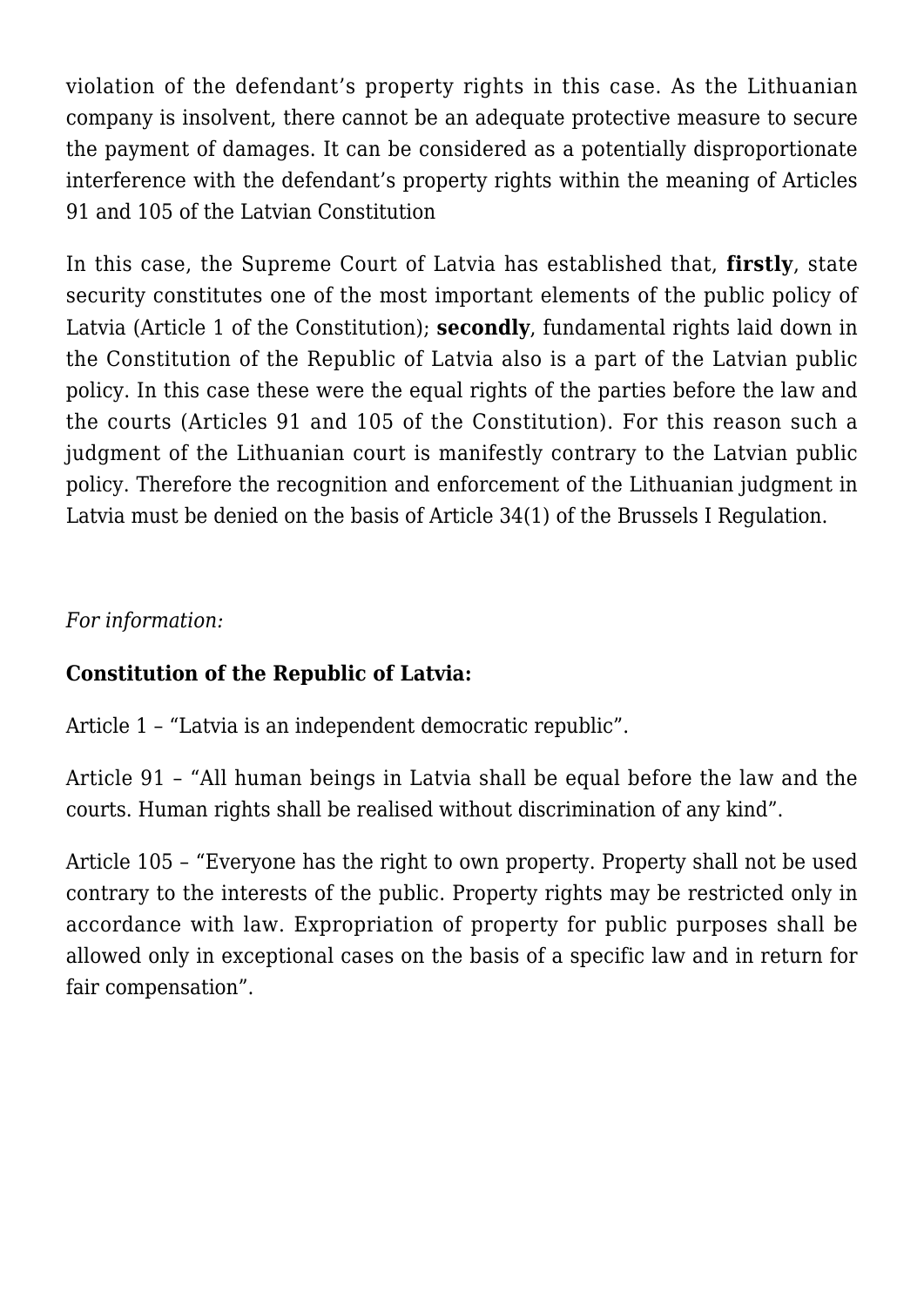violation of the defendant's property rights in this case. As the Lithuanian company is insolvent, there cannot be an adequate protective measure to secure the payment of damages. It can be considered as a potentially disproportionate interference with the defendant's property rights within the meaning of Articles 91 and 105 of the Latvian Constitution

In this case, the Supreme Court of Latvia has established that, **firstly**, state security constitutes one of the most important elements of the public policy of Latvia (Article 1 of the Constitution); **secondly**, fundamental rights laid down in the Constitution of the Republic of Latvia also is a part of the Latvian public policy. In this case these were the equal rights of the parties before the law and the courts (Articles 91 and 105 of the Constitution). For this reason such a judgment of the Lithuanian court is manifestly contrary to the Latvian public policy. Therefore the recognition and enforcement of the Lithuanian judgment in Latvia must be denied on the basis of Article 34(1) of the Brussels I Regulation.

*For information:*

**Constitution of the Republic of Latvia:**

Article 1 – "Latvia is an independent democratic republic".

Article 91 – "All human beings in Latvia shall be equal before the law and the courts. Human rights shall be realised without discrimination of any kind".

Article 105 – "Everyone has the right to own property. Property shall not be used contrary to the interests of the public. Property rights may be restricted only in accordance with law. Expropriation of property for public purposes shall be allowed only in exceptional cases on the basis of a specific law and in return for fair compensation".